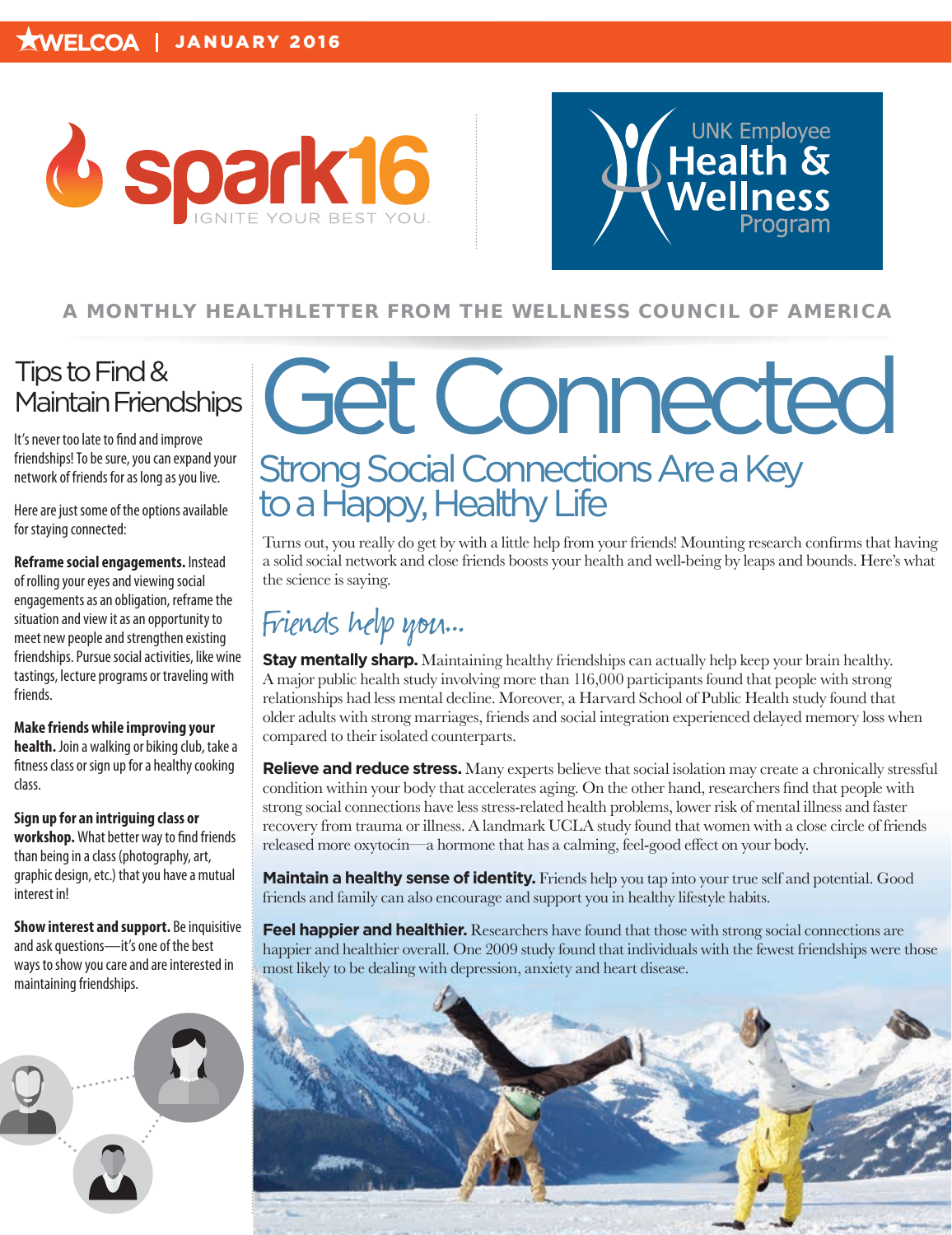WELCOA | JANUARY 2016

spark16 IGNITE YOUR BEST YOU.

UNK Employee Health & Wellness Program

A MONTHLY HEALTHLETTER FROM THE WELLNESS COUNCIL OF AMERICA

# Get Connected

## Strong Social Connections Are a Key to a Happy, Healthy Life

Turns out, you really do get by with a little help from your friends! Mounting research confirms that having a solid social network and close friends boosts your health and well-being by leaps and bounds. Here's what the science is saying.

### Friends help you...

**Stay mentally sharp.** Maintaining healthy friendships can actually help keep your brain healthy. A major public health study involving more than 116,000 participants found that people with strong relationships had less mental decline. Moreover, a Harvard School of Public Health study found that older adults with strong marriages, friends and social integration experienced delayed memory loss when compared to their isolated counterparts.

**Relieve and reduce stress.** Many experts believe that social isolation may create a chronically stressful condition within your body that accelerates aging. On the other hand, researchers find that people with strong social connections have less stress-related health problems, lower risk of mental illness and faster recovery from trauma or illness. A landmark UCLA study found that women with a close circle of friends released more oxytocin—a hormone that has a calming, feel-good effect on your body.

**Maintain a healthy sense of identity.** Friends help you tap into your true self and potential. Good friends and family can also encourage and support you in healthy lifestyle habits.

**Feel happier and healthier.** Researchers have found that those with strong social connections are happier and healthier overall. One 2009 study found that individuals with the fewest friendships were those most likely to be dealing with depression, anxiety and heart disease.

## Tips to Find & Maintain Friendships

It's never too late to find and improve friendships! To be sure, you can expand your network of friends for as long as you live.

Here are just some of the options available for staying connected:

**Reframe social engagements.** Instead of rolling your eyes and viewing social engagements as an obligation, reframe the situation and view it as an opportunity to meet new people and strengthen existing friendships. Pursue social activities, like wine tastings, lecture programs or traveling with friends.

**Make friends while improving your health.** Join a walking or biking club, take a fitness class or sign up for a healthy cooking class.

**Sign up for an intriguing class or workshop.** What better way to find friends than being in a class (photography, art, graphic design, etc.) that you have a mutual interest in!

**Show interest and support.** Be inquisitive and ask questions—it's one of the best ways to show you care and are interested in maintaining friendships.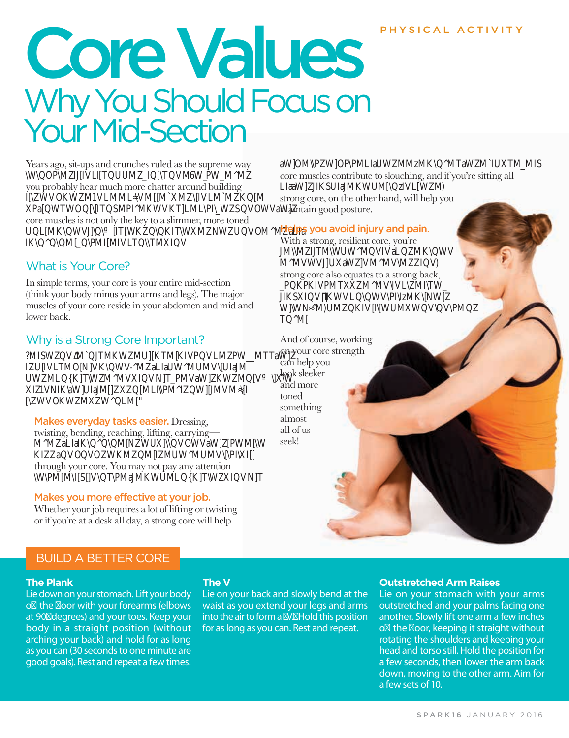# Core Values

## Why You Should Focus on Your Mid-Section

Years ago, sit-ups and crunches ruled as the supreme way \W\QOP\MZIJ[IVLI[[TQUUMZ_IQ[\TQVM6W_PW_M^MZ you probably hear much more chatter around building I[\ZWVOKWZM1VLMML≈VM[M`XMZ\[IVLM`MZKQ[M XPa[QWTWOQ[\[ITQSMPI^MKWVKT]LMLIPI_ZSQVOWVaW]Z core muscles is not only the key to a slimmer, more toned UQL[MK\QWVJ]\Q\º[IT[WKZQ\QKIT\WXMZNWZUQVOM^MZaLIa IK\Q^Q\QM[_Q\PMI[MIVLTQ\\TMXIQV"

### What is Your Core?

In simple terms, your core is your entire mid-section (think your body minus your arms and legs). The major muscles of your core reside in your abdomen and mid and lower back.

### Why is a Strong Core Important?

?MISWZQVM`QJTMKWZMU]KTM[KIVPQVLMZPW__MTTaW]Z IZU[IVLTMO[N]VK\QWV-^MZaLIaUW^MUMV\[UIaJM UWZMLQ{K]T\WZM^MV\IQVN]T_PMVaW]ZKWZMQ[V³\]X\W XIZ2]Z\PQVSKWZMKWZM[VW\XIQ\[\MVLQVOKWZMQ[NW\]V]Z [\ZWVOKWZMXZW^QLM["

**Makes everyday tasks easier.** Dressing, twisting, bending, reaching, lifting, carrying— M^MZaLIaK\Q^Q\QM[ZMTaWVKWZMVIVLTIZOMaW]ZLIQTa KIZZaQVOQVOZWKMZQM[IZMUW^MUMV\[\PI\XI[[ through your core. You may not pay any attention \W\PM[M\I[S[]V\QT\PMaJMKWUMLQ{K]T\WXIQVN]T

**Makes you more effective at your job.** Whether your job requires a lot of lifting or twisting or if you're at a desk all day, a strong core will help aW]OM\\PZW]OP\PMLIaUWZMM{KQMV\Ta?MISWZQVNTM`QJTM core muscles contribute to slouching, and if you're sitting all LIaaW]ZJIKSUIaJMKWUM\QZMLIVL[WZM) strong core, on the other hand, will help you maintain good posture.

**Helps you avoid injury and pain.** With a strong, resilient core, you're JM\\MZIJTM\WUW^MQVIVaLQZMK\QWV M^MVWVJ]UXaW]ZVM^MV\MZZIQV) strong core also equates to a strong back, _PQKPKIVPMTXXZM^MV\IVL\ZMI\TW_ JIKSXIQV∏IKWVLQ\QWV\PI\zMK\[NW]Z W]\WN≈M)UMZQKIV[I\[WUMXWQV\QV\PMQZ TQ^M[

And of course, working on your core strength can help you look sleeker and more toned— something almost all of us seek!

## BUILD A BETTER CORE

### The Plank

Lie down on your stomach. Lift your body o the oor with your forearms (elbows at 90 degrees) and your toes. Keep your body in a straight position (without arching your back) and hold for as long as you can (30 seconds to one minute are good goals). Rest and repeat a few times.

### The V

Lie on your back and slowly bend at the waist as you extend your legs and arms into the air to form a V. Hold this position for as long as you can. Rest and repeat.

### Outstretched Arm Raises

Lie on your stomach with your arms outstretched and your palms facing one another. Slowly lift one arm a few inches o the oor, keeping it straight without rotating the shoulders and keeping your head and torso still. Hold the position for a few seconds, then lower the arm back down, moving to the other arm. Aim for a few sets of 10.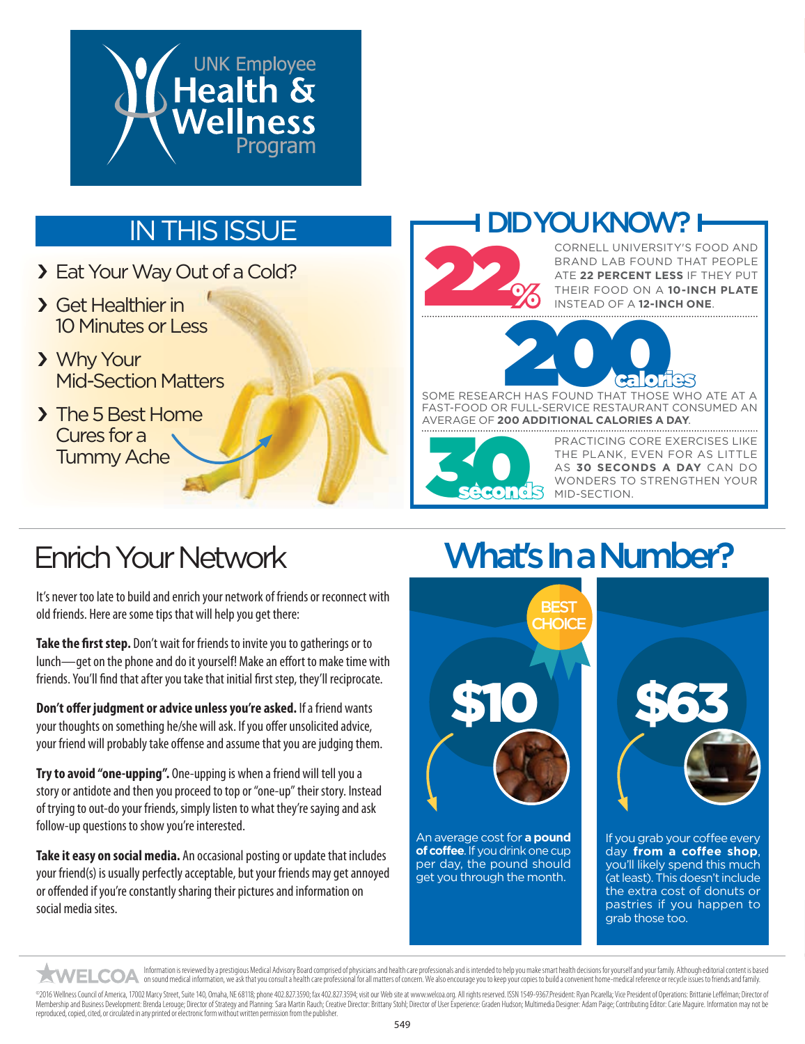# UNK Employee Health & Wellness Program

## IN THIS ISSUE

- Eat Your Way Out of a Cold?
- Get Healthier in 10 Minutes or Less
- Why Your Mid-Section Matters
- The 5 Best Home Cures for a Tummy Ache

## DID YOU KNOW?

**22%**

CORNELL UNIVERSITY'S FOOD AND BRAND LAB FOUND THAT PEOPLE ATE **22 PERCENT LESS** IF THEY PUT THEIR FOOD ON A **10-INCH PLATE** INSTEAD OF A **12-INCH ONE**.

**200 calories**

SOME RESEARCH HAS FOUND THAT THOSE WHO ATE AT A FAST-FOOD OR FULL-SERVICE RESTAURANT CONSUMED AN AVERAGE OF **200 ADDITIONAL CALORIES A DAY**.

**30 seconds**

PRACTICING CORE EXERCISES LIKE THE PLANK, EVEN FOR AS LITTLE AS **30 SECONDS A DAY** CAN DO WONDERS TO STRENGTHEN YOUR MID-SECTION.

## Enrich Your Network

It's never too late to build and enrich your network of friends or reconnect with old friends. Here are some tips that will help you get there:

**Take the first step.** Don't wait for friends to invite you to gatherings or to lunch—get on the phone and do it yourself! Make an effort to make time with friends. You'll find that after you take that initial first step, they'll reciprocate.

**Don't offer judgment or advice unless you're asked.** If a friend wants your thoughts on something he/she will ask. If you offer unsolicited advice, your friend will probably take offense and assume that you are judging them.

**Try to avoid "one-upping".** One-upping is when a friend will tell you a story or antidote and then you proceed to top or "one-up" their story. Instead of trying to out-do your friends, simply listen to what they're saying and ask follow-up questions to show you're interested.

**Take it easy on social media.** An occasional posting or update that includes your friend(s) is usually perfectly acceptable, but your friends may get annoyed or offended if you're constantly sharing their pictures and information on social media sites.

## What's In a Number?

**BEST CHOICE**

**$10**

An average cost for **a pound of coffee**. If you drink one cup per day, the pound should get you through the month.

**$63**

If you grab your coffee every day **from a coffee shop**, you'll likely spend this much (at least). This doesn't include the extra cost of donuts or pastries if you happen to grab those too.

---

WELCOA Information is reviewed by a prestigious Medical Advisory Board comprised of physicians and health care professionals and is intended to help you make smart health decisions for yourself and your family. Although editorial content is based on sound medical information, we ask that you consult a health care professional for all matters of concern. We also encourage you to keep your copies to build a convenient home-medical reference or recycle issues to friends and family.

©2016 Wellness Council of America, 17002 Marcy Street, Suite 140, Omaha, NE 68118; phone 402.827.3590; fax 402.827.3594; visit our Web site at www.welcoa.org. All rights reserved. ISSN 1549-9367.President: Ryan Picarella; Vice President of Operations: Brittanie Leffelman; Director of Membership and Business Development: Brenda Lerouge; Director of Strategy and Planning: Sara Martin Rauch; Creative Director: Brittany Stohl; Director of User Experience: Graden Hudson; Multimedia Designer: Adam Paige; Contributing Editor: Carie Maguire. Information may not be reproduced, copied, cited, or circulated in any printed or electronic form without written permission from the publisher.

549